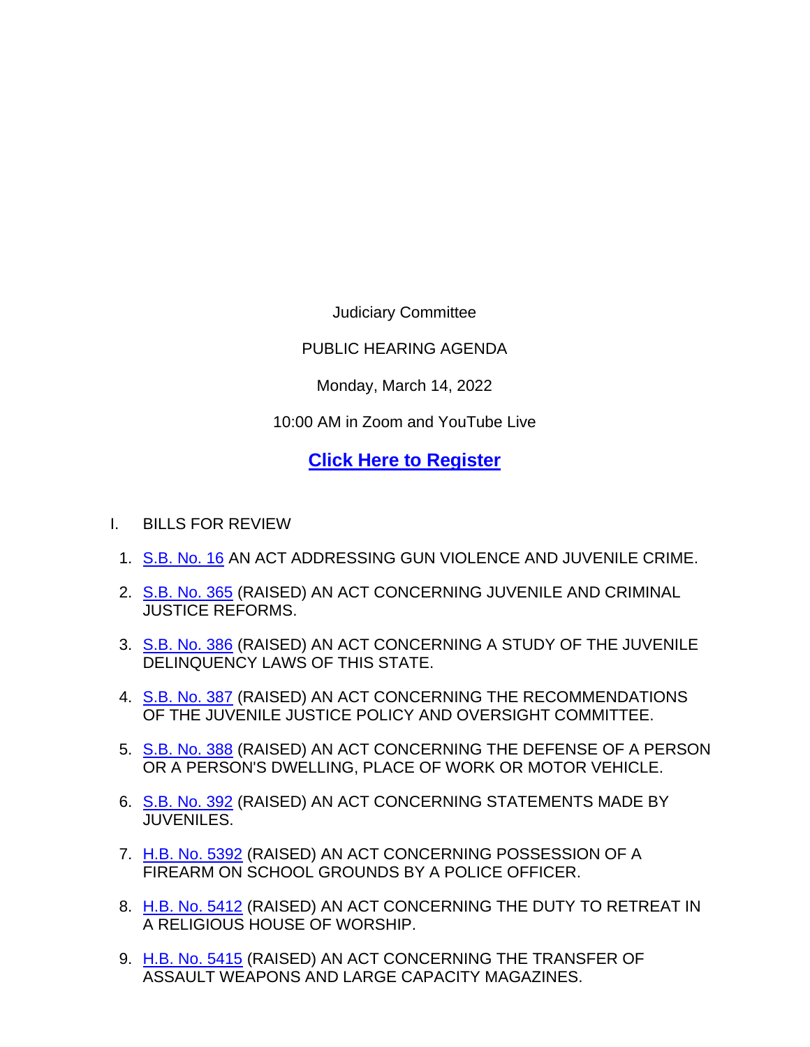Judiciary Committee

PUBLIC HEARING AGENDA

Monday, March 14, 2022

10:00 AM in Zoom and YouTube Live

**Click Here to Register**

I. BILLS FOR REVIEW

1. S.B. No. 16 AN ACT ADDRESSING GUN VIOLENCE AND JUVENILE CRIME.
2. S.B. No. 365 (RAISED) AN ACT CONCERNING JUVENILE AND CRIMINAL JUSTICE REFORMS.
3. S.B. No. 386 (RAISED) AN ACT CONCERNING A STUDY OF THE JUVENILE DELINQUENCY LAWS OF THIS STATE.
4. S.B. No. 387 (RAISED) AN ACT CONCERNING THE RECOMMENDATIONS OF THE JUVENILE JUSTICE POLICY AND OVERSIGHT COMMITTEE.
5. S.B. No. 388 (RAISED) AN ACT CONCERNING THE DEFENSE OF A PERSON OR A PERSON'S DWELLING, PLACE OF WORK OR MOTOR VEHICLE.
6. S.B. No. 392 (RAISED) AN ACT CONCERNING STATEMENTS MADE BY JUVENILES.
7. H.B. No. 5392 (RAISED) AN ACT CONCERNING POSSESSION OF A FIREARM ON SCHOOL GROUNDS BY A POLICE OFFICER.
8. H.B. No. 5412 (RAISED) AN ACT CONCERNING THE DUTY TO RETREAT IN A RELIGIOUS HOUSE OF WORSHIP.
9. H.B. No. 5415 (RAISED) AN ACT CONCERNING THE TRANSFER OF ASSAULT WEAPONS AND LARGE CAPACITY MAGAZINES.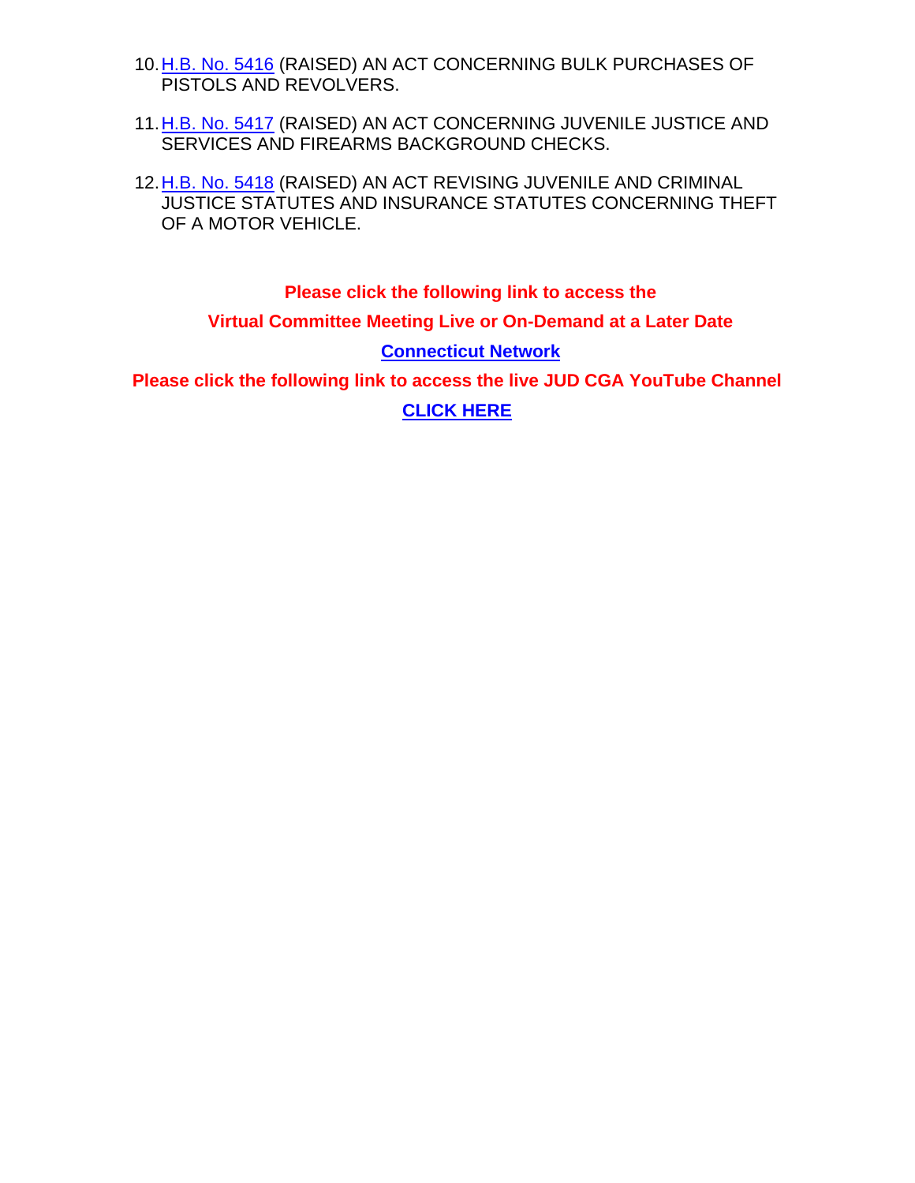10. H.B. No. 5416 (RAISED) AN ACT CONCERNING BULK PURCHASES OF PISTOLS AND REVOLVERS.

11. H.B. No. 5417 (RAISED) AN ACT CONCERNING JUVENILE JUSTICE AND SERVICES AND FIREARMS BACKGROUND CHECKS.

12. H.B. No. 5418 (RAISED) AN ACT REVISING JUVENILE AND CRIMINAL JUSTICE STATUTES AND INSURANCE STATUTES CONCERNING THEFT OF A MOTOR VEHICLE.

**Please click the following link to access the**

**Virtual Committee Meeting Live or On-Demand at a Later Date**

**Connecticut Network**

**Please click the following link to access the live JUD CGA YouTube Channel**

**CLICK HERE**